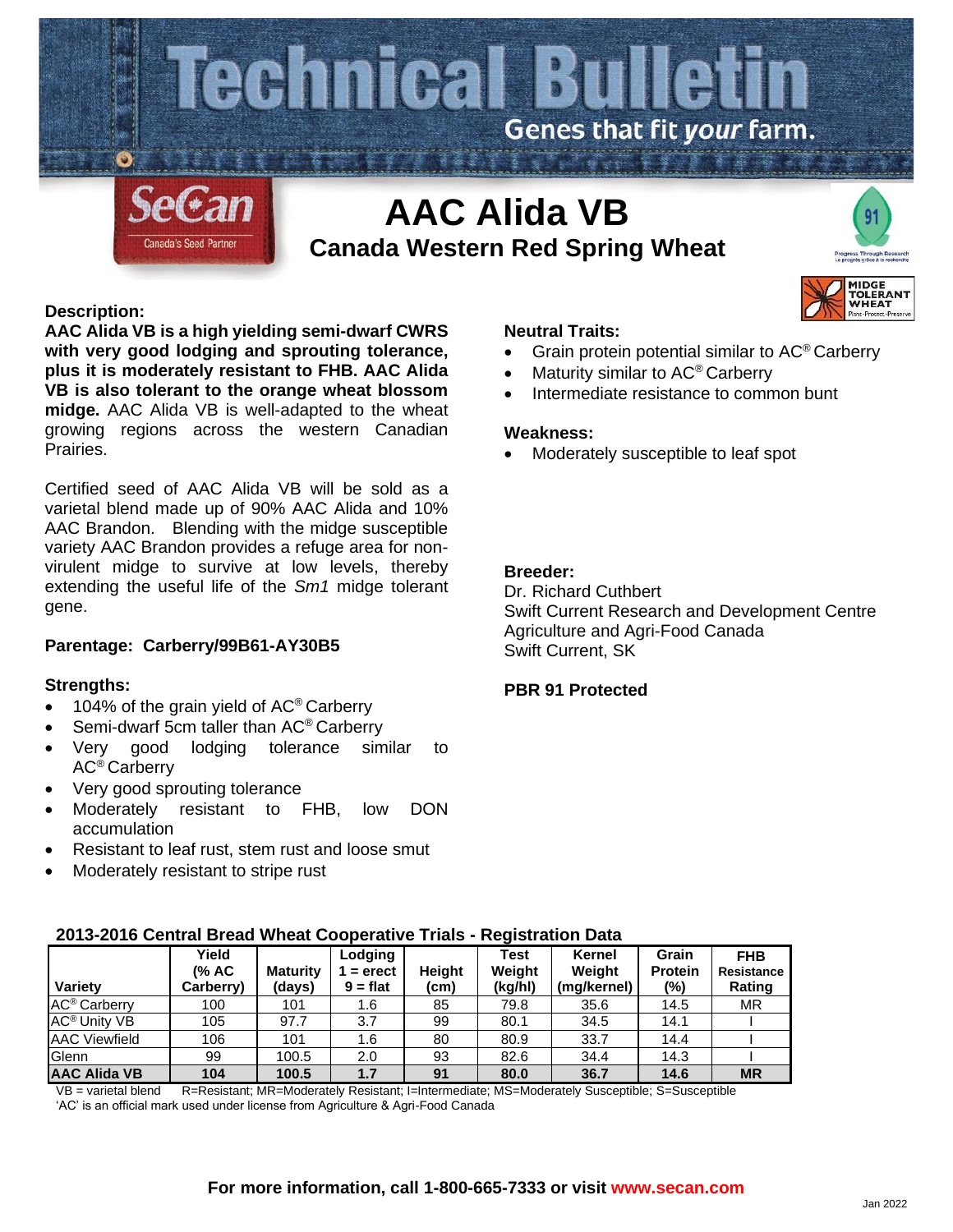# Technical Bulletin

Genes that fit *your* farm.

SeCan — Canada's Seed Partner

# AAC Alida VB

## Canada Western Red Spring Wheat

MIDGE TOLERANT WHEAT Plant-Protect-Preserve

### Description:

**AAC Alida VB is a high yielding semi-dwarf CWRS with very good lodging and sprouting tolerance, plus it is moderately resistant to FHB. AAC Alida VB is also tolerant to the orange wheat blossom midge.** AAC Alida VB is well-adapted to the wheat growing regions across the western Canadian Prairies.

Certified seed of AAC Alida VB will be sold as a varietal blend made up of 90% AAC Alida and 10% AAC Brandon. Blending with the midge susceptible variety AAC Brandon provides a refuge area for non-virulent midge to survive at low levels, thereby extending the useful life of the *Sm1* midge tolerant gene.

**Parentage: Carberry/99B61-AY30B5**

### Strengths:

- 104% of the grain yield of AC® Carberry
- Semi-dwarf 5cm taller than AC® Carberry
- Very good lodging tolerance similar to AC® Carberry
- Very good sprouting tolerance
- Moderately resistant to FHB, low DON accumulation
- Resistant to leaf rust, stem rust and loose smut
- Moderately resistant to stripe rust

### Neutral Traits:

- Grain protein potential similar to AC® Carberry
- Maturity similar to AC® Carberry
- Intermediate resistance to common bunt

### Weakness:

- Moderately susceptible to leaf spot

### Breeder:

Dr. Richard Cuthbert
Swift Current Research and Development Centre
Agriculture and Agri-Food Canada
Swift Current, SK

**PBR 91 Protected**

### 2013-2016 Central Bread Wheat Cooperative Trials - Registration Data

| Variety | Yield (% AC Carberry) | Maturity (days) | Lodging 1 = erect 9 = flat | Height (cm) | Test Weight (kg/hl) | Kernel Weight (mg/kernel) | Grain Protein (%) | FHB Resistance Rating |
|---|---|---|---|---|---|---|---|---|
| AC® Carberry | 100 | 101 | 1.6 | 85 | 79.8 | 35.6 | 14.5 | MR |
| AC® Unity VB | 105 | 97.7 | 3.7 | 99 | 80.1 | 34.5 | 14.1 | I |
| AAC Viewfield | 106 | 101 | 1.6 | 80 | 80.9 | 33.7 | 14.4 | I |
| Glenn | 99 | 100.5 | 2.0 | 93 | 82.6 | 34.4 | 14.3 | I |
| **AAC Alida VB** | **104** | **100.5** | **1.7** | **91** | **80.0** | **36.7** | **14.6** | **MR** |

VB = varietal blend R=Resistant; MR=Moderately Resistant; I=Intermediate; MS=Moderately Susceptible; S=Susceptible
'AC' is an official mark used under license from Agriculture & Agri-Food Canada

**For more information, call 1-800-665-7333 or visit www.secan.com**

Jan 2022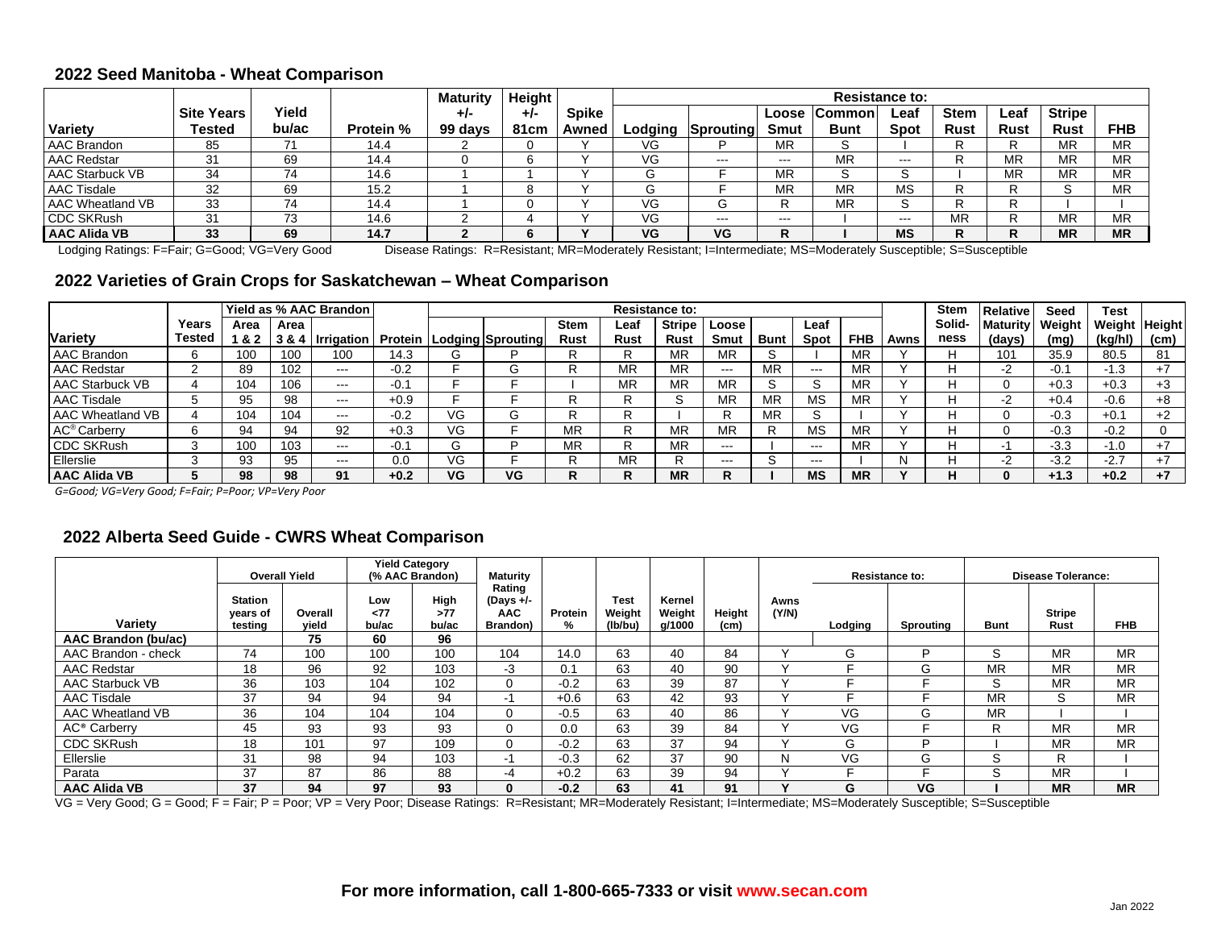## 2022 Seed Manitoba - Wheat Comparison

| Variety | Site Years Tested | Yield bu/ac | Protein % | Maturity +/- 99 days | Height +/- 81cm | Spike Awned | Lodging | Sprouting | Loose Smut | Common Bunt | Leaf Spot | Stem Rust | Leaf Rust | Stripe Rust | FHB |
|---|---|---|---|---|---|---|---|---|---|---|---|---|---|---|---|
| | | | | | | | Resistance to: | | | | | | | | |
| AAC Brandon | 85 | 71 | 14.4 | 2 | 0 | Y | VG | P | MR | S | I | R | R | MR | MR |
| AAC Redstar | 31 | 69 | 14.4 | 0 | 6 | Y | VG | --- | --- | MR | --- | R | MR | MR | MR |
| AAC Starbuck VB | 34 | 74 | 14.6 | 1 | 1 | Y | G | F | MR | S | S | I | MR | MR | MR |
| AAC Tisdale | 32 | 69 | 15.2 | 1 | 8 | Y | G | F | MR | MR | MS | R | R | S | MR |
| AAC Wheatland VB | 33 | 74 | 14.4 | 1 | 0 | Y | VG | G | R | MR | S | R | R | I | I |
| CDC SKRush | 31 | 73 | 14.6 | 2 | 4 | Y | VG | --- | --- | I | --- | MR | R | MR | MR |
| **AAC Alida VB** | **33** | **69** | **14.7** | **2** | **6** | **Y** | **VG** | **VG** | **R** | **I** | **MS** | **R** | **R** | **MR** | **MR** |

Lodging Ratings: F=Fair; G=Good; VG=Very Good Disease Ratings: R=Resistant; MR=Moderately Resistant; I=Intermediate; MS=Moderately Susceptible; S=Susceptible

## 2022 Varieties of Grain Crops for Saskatchewan – Wheat Comparison

| Variety | Years Tested | Yield as % AAC Brandon: Area 1 & 2 | Area 3 & 4 | Irrigation | Protein | Lodging | Sprouting | Stem Rust | Leaf Rust | Stripe Rust | Loose Smut | Bunt | Leaf Spot | FHB | Awns | Stem Solid-ness | Relative Maturity (days) | Seed Weight (mg) | Test Weight (kg/hl) | Height (cm) |
|---|---|---|---|---|---|---|---|---|---|---|---|---|---|---|---|---|---|---|---|---|
| | | | | | | | | Resistance to: | | | | | | | | | | | | |
| AAC Brandon | 6 | 100 | 100 | 100 | 14.3 | G | P | R | R | MR | MR | S | I | MR | Y | H | 101 | 35.9 | 80.5 | 81 |
| AAC Redstar | 2 | 89 | 102 | --- | -0.2 | F | G | R | MR | MR | --- | MR | --- | MR | Y | H | -2 | -0.1 | -1.3 | +7 |
| AAC Starbuck VB | 4 | 104 | 106 | --- | -0.1 | F | F | I | MR | MR | MR | S | S | MR | Y | H | 0 | +0.3 | +0.3 | +3 |
| AAC Tisdale | 5 | 95 | 98 | --- | +0.9 | F | F | R | R | S | MR | MR | MS | MR | Y | H | -2 | +0.4 | -0.6 | +8 |
| AAC Wheatland VB | 4 | 104 | 104 | --- | -0.2 | VG | G | R | R | I | R | MR | S | I | Y | H | 0 | -0.3 | +0.1 | +2 |
| AC® Carberry | 6 | 94 | 94 | 92 | +0.3 | VG | F | MR | R | MR | MR | R | MS | MR | Y | H | 0 | -0.3 | -0.2 | 0 |
| CDC SKRush | 3 | 100 | 103 | --- | -0.1 | G | P | MR | R | MR | --- | I | --- | MR | Y | H | -1 | -3.3 | -1.0 | +7 |
| Ellerslie | 3 | 93 | 95 | --- | 0.0 | VG | F | R | MR | R | --- | S | --- | I | N | H | -2 | -3.2 | -2.7 | +7 |
| **AAC Alida VB** | **5** | **98** | **98** | **91** | **+0.2** | **VG** | **VG** | **R** | **R** | **MR** | **R** | **I** | **MS** | **MR** | **Y** | **H** | **0** | **+1.3** | **+0.2** | **+7** |

*G=Good; VG=Very Good; F=Fair; P=Poor; VP=Very Poor*

## 2022 Alberta Seed Guide - CWRS Wheat Comparison

| Variety | Overall Yield: Station years of testing | Overall yield | Yield Category (% AAC Brandon): Low <77 bu/ac | High >77 bu/ac | Maturity Rating (Days +/- AAC Brandon) | Protein % | Test Weight (lb/bu) | Kernel Weight g/1000 | Height (cm) | Awns (Y/N) | Resistance to: Lodging | Sprouting | Disease Tolerance: Bunt | Stripe Rust | FHB |
|---|---|---|---|---|---|---|---|---|---|---|---|---|---|---|---|
| **AAC Brandon (bu/ac)** | | **75** | **60** | **96** | | | | | | | | | | | |
| AAC Brandon - check | 74 | 100 | 100 | 100 | 104 | 14.0 | 63 | 40 | 84 | Y | G | P | S | MR | MR |
| AAC Redstar | 18 | 96 | 92 | 103 | -3 | 0.1 | 63 | 40 | 90 | Y | F | G | MR | MR | MR |
| AAC Starbuck VB | 36 | 103 | 104 | 102 | 0 | -0.2 | 63 | 39 | 87 | Y | F | F | S | MR | MR |
| AAC Tisdale | 37 | 94 | 94 | 94 | -1 | +0.6 | 63 | 42 | 93 | Y | F | F | MR | S | MR |
| AAC Wheatland VB | 36 | 104 | 104 | 104 | 0 | -0.5 | 63 | 40 | 86 | Y | VG | G | MR | I | I |
| AC® Carberry | 45 | 93 | 93 | 93 | 0 | 0.0 | 63 | 39 | 84 | Y | VG | F | R | MR | MR |
| CDC SKRush | 18 | 101 | 97 | 109 | 0 | -0.2 | 63 | 37 | 94 | Y | G | P | I | MR | MR |
| Ellerslie | 31 | 98 | 94 | 103 | -1 | -0.3 | 62 | 37 | 90 | N | VG | G | S | R | I |
| Parata | 37 | 87 | 86 | 88 | -4 | +0.2 | 63 | 39 | 94 | Y | F | F | S | MR | I |
| **AAC Alida VB** | **37** | **94** | **97** | **93** | **0** | **-0.2** | **63** | **41** | **91** | **Y** | **G** | **VG** | **I** | **MR** | **MR** |

VG = Very Good; G = Good; F = Fair; P = Poor; VP = Very Poor; Disease Ratings: R=Resistant; MR=Moderately Resistant; I=Intermediate; MS=Moderately Susceptible; S=Susceptible

**For more information, call 1-800-665-7333 or visit www.secan.com**

Jan 2022